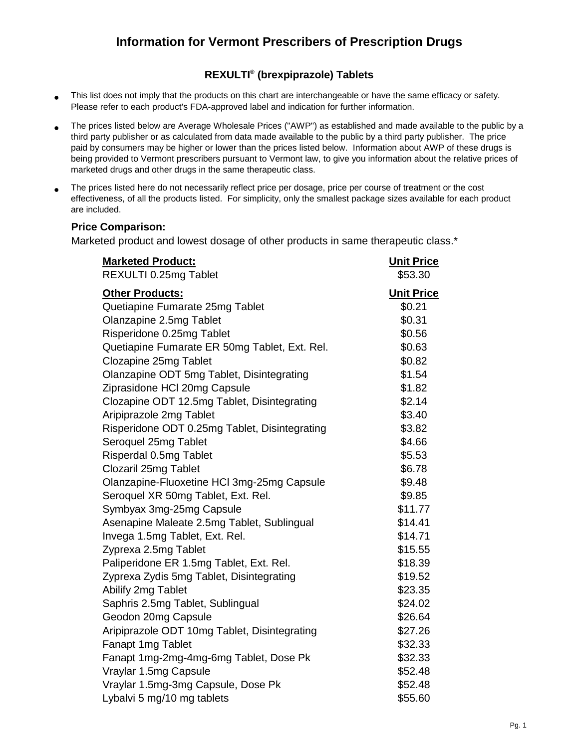# Information for Vermont Prescribers of Prescription Drugs

## REXULTI® (brexpiprazole) Tablets

- This list does not imply that the products on this chart are interchangeable or have the same efficacy or safety. Please refer to each product's FDA-approved label and indication for further information.
- The prices listed below are Average Wholesale Prices ("AWP") as established and made available to the public by a third party publisher or as calculated from data made available to the public by a third party publisher. The price paid by consumers may be higher or lower than the prices listed below. Information about AWP of these drugs is being provided to Vermont prescribers pursuant to Vermont law, to give you information about the relative prices of marketed drugs and other drugs in the same therapeutic class.
- The prices listed here do not necessarily reflect price per dosage, price per course of treatment or the cost effectiveness, of all the products listed. For simplicity, only the smallest package sizes available for each product are included.

**Price Comparison:**

Marketed product and lowest dosage of other products in same therapeutic class.*

| Marketed Product: | Unit Price |
|---|---|
| REXULTI 0.25mg Tablet | $53.30 |

| Other Products: | Unit Price |
|---|---|
| Quetiapine Fumarate 25mg Tablet | $0.21 |
| Olanzapine 2.5mg Tablet | $0.31 |
| Risperidone 0.25mg Tablet | $0.56 |
| Quetiapine Fumarate ER 50mg Tablet, Ext. Rel. | $0.63 |
| Clozapine 25mg Tablet | $0.82 |
| Olanzapine ODT 5mg Tablet, Disintegrating | $1.54 |
| Ziprasidone HCl 20mg Capsule | $1.82 |
| Clozapine ODT 12.5mg Tablet, Disintegrating | $2.14 |
| Aripiprazole 2mg Tablet | $3.40 |
| Risperidone ODT 0.25mg Tablet, Disintegrating | $3.82 |
| Seroquel 25mg Tablet | $4.66 |
| Risperdal 0.5mg Tablet | $5.53 |
| Clozaril 25mg Tablet | $6.78 |
| Olanzapine-Fluoxetine HCl 3mg-25mg Capsule | $9.48 |
| Seroquel XR 50mg Tablet, Ext. Rel. | $9.85 |
| Symbyax 3mg-25mg Capsule | $11.77 |
| Asenapine Maleate 2.5mg Tablet, Sublingual | $14.41 |
| Invega 1.5mg Tablet, Ext. Rel. | $14.71 |
| Zyprexa 2.5mg Tablet | $15.55 |
| Paliperidone ER 1.5mg Tablet, Ext. Rel. | $18.39 |
| Zyprexa Zydis 5mg Tablet, Disintegrating | $19.52 |
| Abilify 2mg Tablet | $23.35 |
| Saphris 2.5mg Tablet, Sublingual | $24.02 |
| Geodon 20mg Capsule | $26.64 |
| Aripiprazole ODT 10mg Tablet, Disintegrating | $27.26 |
| Fanapt 1mg Tablet | $32.33 |
| Fanapt 1mg-2mg-4mg-6mg Tablet, Dose Pk | $32.33 |
| Vraylar 1.5mg Capsule | $52.48 |
| Vraylar 1.5mg-3mg Capsule, Dose Pk | $52.48 |
| Lybalvi 5 mg/10 mg tablets | $55.60 |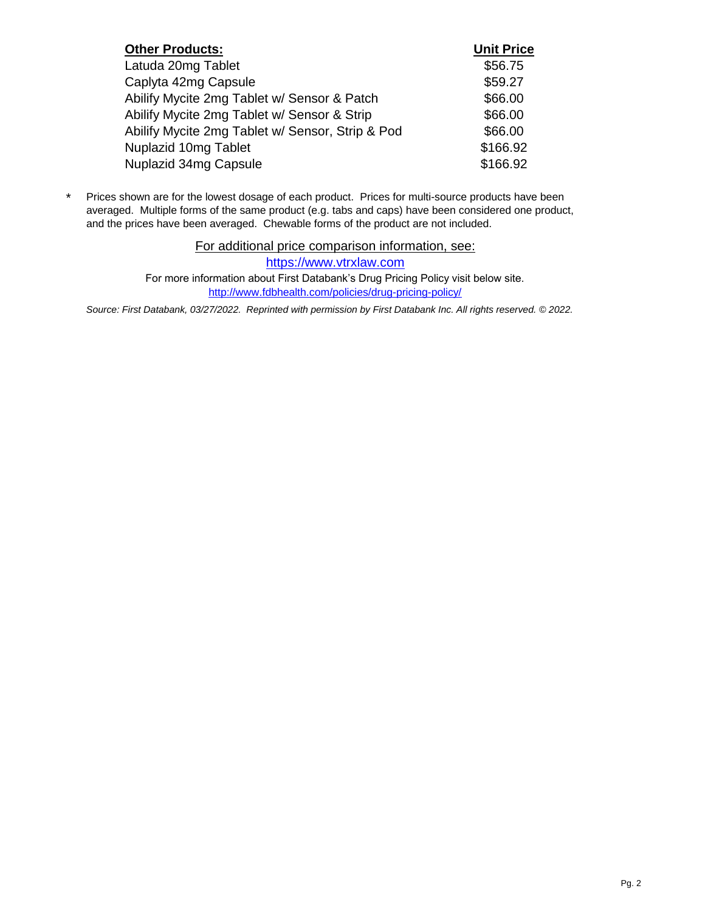| Other Products: | Unit Price |
| --- | --- |
| Latuda 20mg Tablet | $56.75 |
| Caplyta 42mg Capsule | $59.27 |
| Abilify Mycite 2mg Tablet w/ Sensor & Patch | $66.00 |
| Abilify Mycite 2mg Tablet w/ Sensor & Strip | $66.00 |
| Abilify Mycite 2mg Tablet w/ Sensor, Strip & Pod | $66.00 |
| Nuplazid 10mg Tablet | $166.92 |
| Nuplazid 34mg Capsule | $166.92 |

\* Prices shown are for the lowest dosage of each product. Prices for multi-source products have been averaged. Multiple forms of the same product (e.g. tabs and caps) have been considered one product, and the prices have been averaged. Chewable forms of the product are not included.

For additional price comparison information, see:

https://www.vtrxlaw.com

For more information about First Databank's Drug Pricing Policy visit below site.

http://www.fdbhealth.com/policies/drug-pricing-policy/

*Source: First Databank, 03/27/2022. Reprinted with permission by First Databank Inc. All rights reserved. © 2022.*